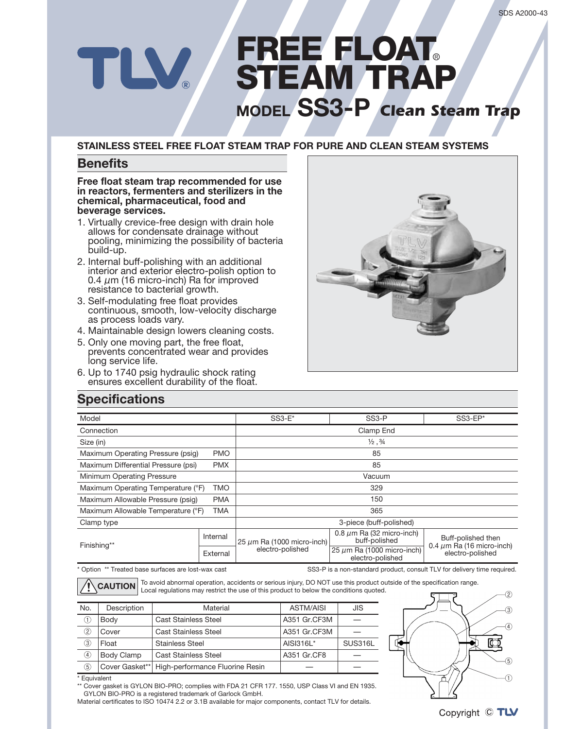# FREE FLOAT® STEAM TRAP

## MODEL SS3-P *Clean Steam Trap*

**STAINLESS STEEL FREE FLOAT STEAM TRAP FOR PURE AND CLEAN STEAM SYSTEMS**

## Benefits

**Free float steam trap recommended for use in reactors, fermenters and sterilizers in the chemical, pharmaceutical, food and beverage services.**

1. Virtually crevice-free design with drain hole allows for condensate drainage without pooling, minimizing the possibility of bacteria build-up.
2. Internal buff-polishing with an additional interior and exterior electro-polish option to 0.4 $\mu$m (16 micro-inch) Ra for improved resistance to bacterial growth.
3. Self-modulating free float provides continuous, smooth, low-velocity discharge as process loads vary.
4. Maintainable design lowers cleaning costs.
5. Only one moving part, the free float, prevents concentrated wear and provides long service life.
6. Up to 1740 psig hydraulic shock rating ensures excellent durability of the float.

## Specifications

| Model | | SS3-E* | SS3-P | SS3-EP* |
|---|---|---|---|---|
| Connection | | Clamp End | | |
| Size (in) | | ½ , ¾ | | |
| Maximum Operating Pressure (psig) | PMO | 85 | | |
| Maximum Differential Pressure (psi) | PMX | 85 | | |
| Minimum Operating Pressure | | Vacuum | | |
| Maximum Operating Temperature (°F) | TMO | 329 | | |
| Maximum Allowable Pressure (psig) | PMA | 150 | | |
| Maximum Allowable Temperature (°F) | TMA | 365 | | |
| Clamp type | | 3-piece (buff-polished) | | |
| Finishing** | Internal | 25 $\mu$m Ra (1000 micro-inch) electro-polished | 0.8 $\mu$m Ra (32 micro-inch) buff-polished | Buff-polished then 0.4 $\mu$m Ra (16 micro-inch) electro-polished |
| | External | | 25 $\mu$m Ra (1000 micro-inch) electro-polished | |

\* Option ** Treated base surfaces are lost-wax cast

SS3-P is a non-standard product, consult TLV for delivery time required.

**CAUTION** To avoid abnormal operation, accidents or serious injury, DO NOT use this product outside of the specification range. Local regulations may restrict the use of this product to below the conditions quoted.

| No. | Description | Material | ASTM/AISI | JIS |
|---|---|---|---|---|
| ① | Body | Cast Stainless Steel | A351 Gr.CF3M | — |
| ② | Cover | Cast Stainless Steel | A351 Gr.CF3M | — |
| ③ | Float | Stainless Steel | AISI316L* | SUS316L |
| ④ | Body Clamp | Cast Stainless Steel | A351 Gr.CF8 | — |
| ⑤ | Cover Gasket** | High-performance Fluorine Resin | — | — |

\* Equivalent

** Cover gasket is GYLON BIO-PRO; complies with FDA 21 CFR 177. 1550, USP Class VI and EN 1935. GYLON BIO-PRO is a registered trademark of Garlock GmbH.

Material certificates to ISO 10474 2.2 or 3.1B available for major components, contact TLV for details.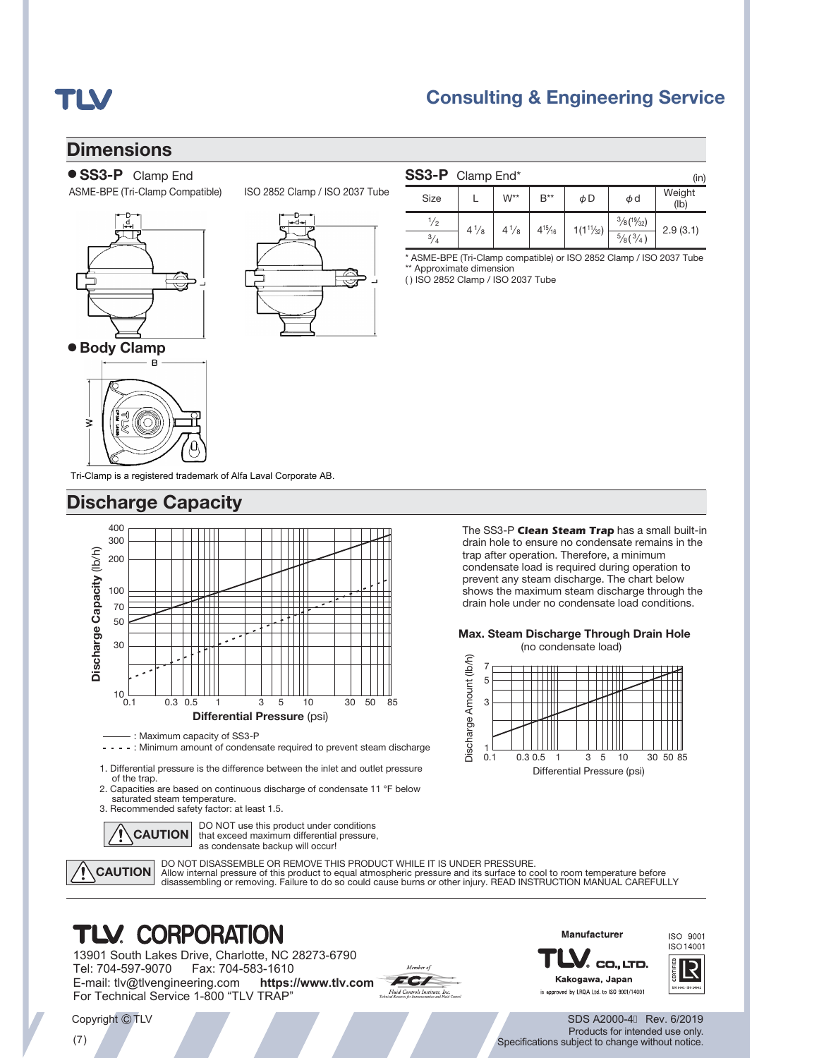## Dimensions

- **SS3-P** Clamp End

ASME-BPE (Tri-Clamp Compatible)

ISO 2852 Clamp / ISO 2037 Tube

D
d
L

- **Body Clamp**

B
W

Tri-Clamp is a registered trademark of Alfa Laval Corporate AB.

**SS3-P** Clamp End* (in)

| Size | L | W** | B** | φD | φd | Weight (lb) |
|---|---|---|---|---|---|---|
| 1/2 | 4 1/8 | 4 1/8 | 4 15/16 | 1(1 11/32) | 3/8 (19/32) | 2.9 (3.1) |
| 3/4 | | | | | 5/8 (3/4) | |

\* ASME-BPE (Tri-Clamp compatible) or ISO 2852 Clamp / ISO 2037 Tube
\** Approximate dimension
( ) ISO 2852 Clamp / ISO 2037 Tube

## Discharge Capacity

Discharge Capacity (lb/h)
400
300
200
100
70
50
30
10
0.1 0.3 0.5 1 3 5 10 30 50 85
**Differential Pressure** (psi)

——— : Maximum capacity of SS3-P
- - - - : Minimum amount of condensate required to prevent steam discharge

1. Differential pressure is the difference between the inlet and outlet pressure of the trap.
2. Capacities are based on continuous discharge of condensate 11 °F below saturated steam temperature.
3. Recommended safety factor: at least 1.5.

**CAUTION** DO NOT use this product under conditions that exceed maximum differential pressure, as condensate backup will occur!

The SS3-P ***Clean Steam Trap*** has a small built-in drain hole to ensure no condensate remains in the trap after operation. Therefore, a minimum condensate load is required during operation to prevent any steam discharge. The chart below shows the maximum steam discharge through the drain hole under no condensate load conditions.

**Max. Steam Discharge Through Drain Hole**
(no condensate load)

Discharge Amount (lb/h)
7
5
3
1
0.1 0.3 0.5 1 3 5 10 30 50 85
Differential Pressure (psi)

**CAUTION** DO NOT DISASSEMBLE OR REMOVE THIS PRODUCT WHILE IT IS UNDER PRESSURE.
Allow internal pressure of this product to equal atmospheric pressure and its surface to cool to room temperature before disassembling or removing. Failure to do so could cause burns or other injury. READ INSTRUCTION MANUAL CAREFULLY

**TLV. CORPORATION**
13901 South Lakes Drive, Charlotte, NC 28273-6790
Tel: 704-597-9070 Fax: 704-583-1610
E-mail: tlv@tlvengineering.com **https://www.tlv.com**
For Technical Service 1-800 "TLV TRAP"

Member of FCI Fluid Controls Institute, Inc.

**Manufacturer**
TLV. CO., LTD.
Kakogawa, Japan
is approved by LRQA Ltd. to ISO 9001/14001

ISO 9001
ISO 14001

Copyright © TLV

SDS A2000-4 Rev. 6/2019
Products for intended use only.
Specifications subject to change without notice.